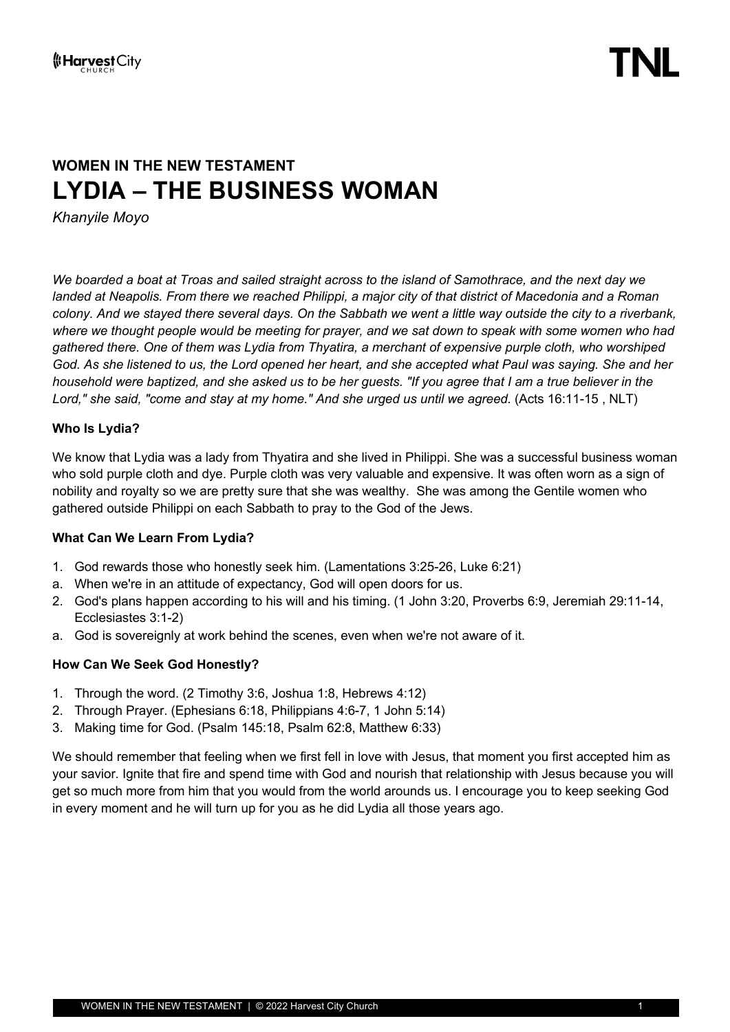## WOMEN IN THE NEW TESTAMENT

# LYDIA – THE BUSINESS WOMAN

*Khanyile Moyo*

*We boarded a boat at Troas and sailed straight across to the island of Samothrace, and the next day we landed at Neapolis. From there we reached Philippi, a major city of that district of Macedonia and a Roman colony. And we stayed there several days. On the Sabbath we went a little way outside the city to a riverbank, where we thought people would be meeting for prayer, and we sat down to speak with some women who had gathered there. One of them was Lydia from Thyatira, a merchant of expensive purple cloth, who worshiped God. As she listened to us, the Lord opened her heart, and she accepted what Paul was saying. She and her household were baptized, and she asked us to be her guests. "If you agree that I am a true believer in the Lord," she said, "come and stay at my home." And she urged us until we agreed.* (Acts 16:11-15 , NLT)

**Who Is Lydia?**

We know that Lydia was a lady from Thyatira and she lived in Philippi. She was a successful business woman who sold purple cloth and dye. Purple cloth was very valuable and expensive. It was often worn as a sign of nobility and royalty so we are pretty sure that she was wealthy. She was among the Gentile women who gathered outside Philippi on each Sabbath to pray to the God of the Jews.

**What Can We Learn From Lydia?**

1. God rewards those who honestly seek him. (Lamentations 3:25-26, Luke 6:21)
   a. When we're in an attitude of expectancy, God will open doors for us.
2. God's plans happen according to his will and his timing. (1 John 3:20, Proverbs 6:9, Jeremiah 29:11-14, Ecclesiastes 3:1-2)
   a. God is sovereignly at work behind the scenes, even when we're not aware of it.

**How Can We Seek God Honestly?**

1. Through the word. (2 Timothy 3:6, Joshua 1:8, Hebrews 4:12)
2. Through Prayer. (Ephesians 6:18, Philippians 4:6-7, 1 John 5:14)
3. Making time for God. (Psalm 145:18, Psalm 62:8, Matthew 6:33)

We should remember that feeling when we first fell in love with Jesus, that moment you first accepted him as your savior. Ignite that fire and spend time with God and nourish that relationship with Jesus because you will get so much more from him that you would from the world arounds us. I encourage you to keep seeking God in every moment and he will turn up for you as he did Lydia all those years ago.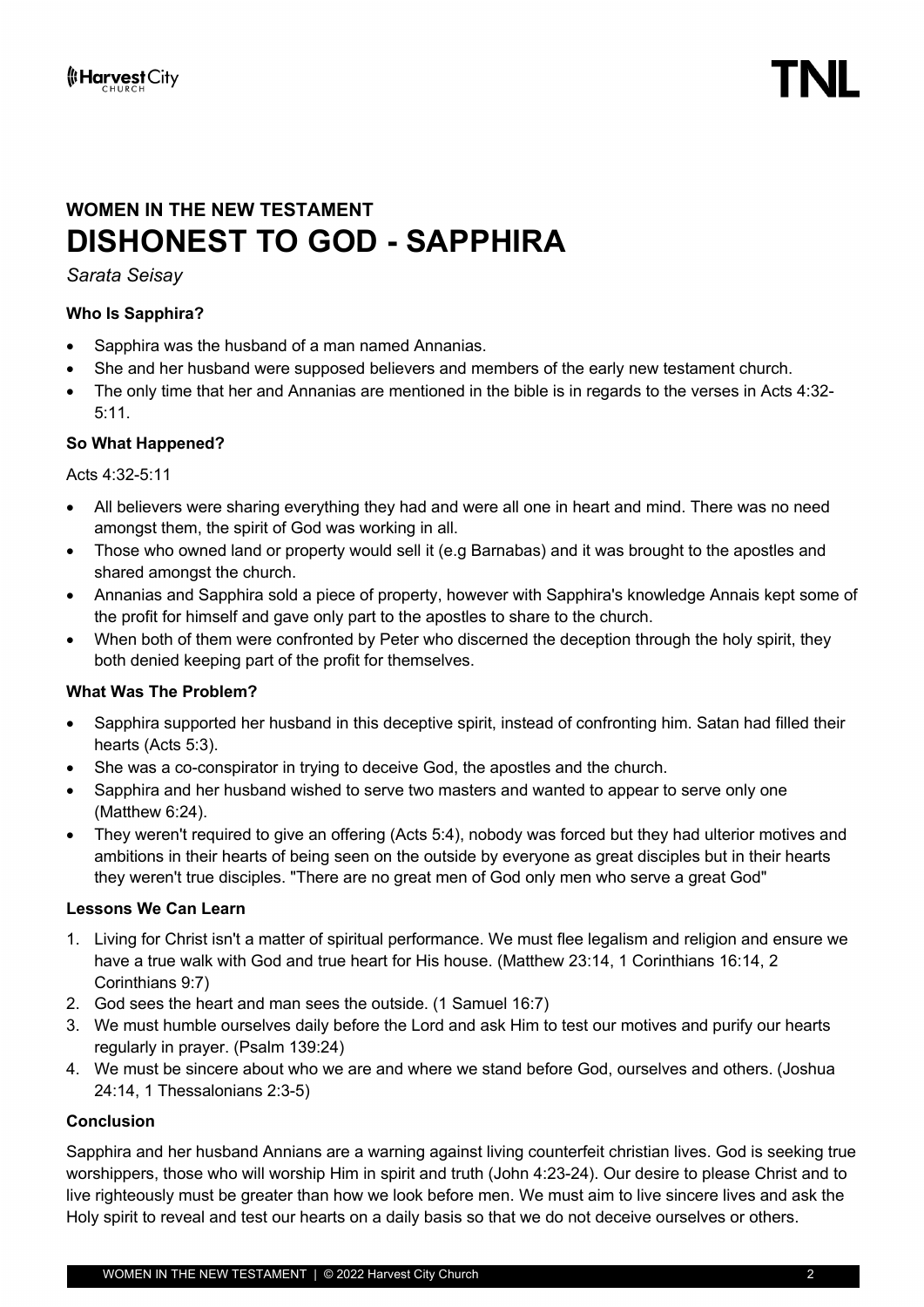## WOMEN IN THE NEW TESTAMENT

# DISHONEST TO GOD - SAPPHIRA

*Sarata Seisay*

### Who Is Sapphira?

- Sapphira was the husband of a man named Annanias.
- She and her husband were supposed believers and members of the early new testament church.
- The only time that her and Annanias are mentioned in the bible is in regards to the verses in Acts 4:32-5:11.

### So What Happened?

Acts 4:32-5:11

- All believers were sharing everything they had and were all one in heart and mind. There was no need amongst them, the spirit of God was working in all.
- Those who owned land or property would sell it (e.g Barnabas) and it was brought to the apostles and shared amongst the church.
- Annanias and Sapphira sold a piece of property, however with Sapphira's knowledge Annais kept some of the profit for himself and gave only part to the apostles to share to the church.
- When both of them were confronted by Peter who discerned the deception through the holy spirit, they both denied keeping part of the profit for themselves.

### What Was The Problem?

- Sapphira supported her husband in this deceptive spirit, instead of confronting him. Satan had filled their hearts (Acts 5:3).
- She was a co-conspirator in trying to deceive God, the apostles and the church.
- Sapphira and her husband wished to serve two masters and wanted to appear to serve only one (Matthew 6:24).
- They weren't required to give an offering (Acts 5:4), nobody was forced but they had ulterior motives and ambitions in their hearts of being seen on the outside by everyone as great disciples but in their hearts they weren't true disciples. "There are no great men of God only men who serve a great God"

### Lessons We Can Learn

1. Living for Christ isn't a matter of spiritual performance. We must flee legalism and religion and ensure we have a true walk with God and true heart for His house. (Matthew 23:14, 1 Corinthians 16:14, 2 Corinthians 9:7)
2. God sees the heart and man sees the outside. (1 Samuel 16:7)
3. We must humble ourselves daily before the Lord and ask Him to test our motives and purify our hearts regularly in prayer. (Psalm 139:24)
4. We must be sincere about who we are and where we stand before God, ourselves and others. (Joshua 24:14, 1 Thessalonians 2:3-5)

### Conclusion

Sapphira and her husband Annians are a warning against living counterfeit christian lives. God is seeking true worshippers, those who will worship Him in spirit and truth (John 4:23-24). Our desire to please Christ and to live righteously must be greater than how we look before men. We must aim to live sincere lives and ask the Holy spirit to reveal and test our hearts on a daily basis so that we do not deceive ourselves or others.